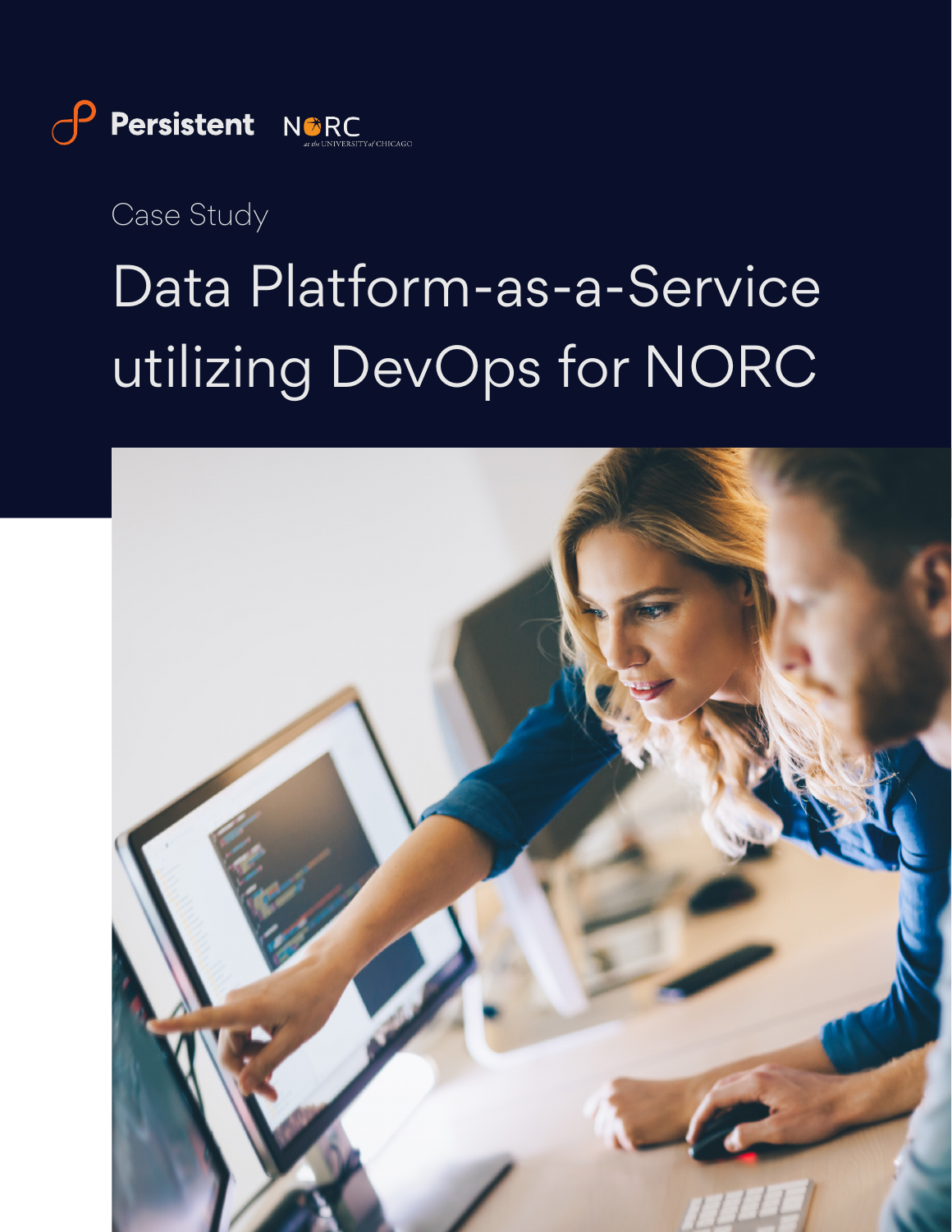Persistent NORC at the UNIVERSITY of CHICAGO

Case Study

# Data Platform-as-a-Service utilizing DevOps for NORC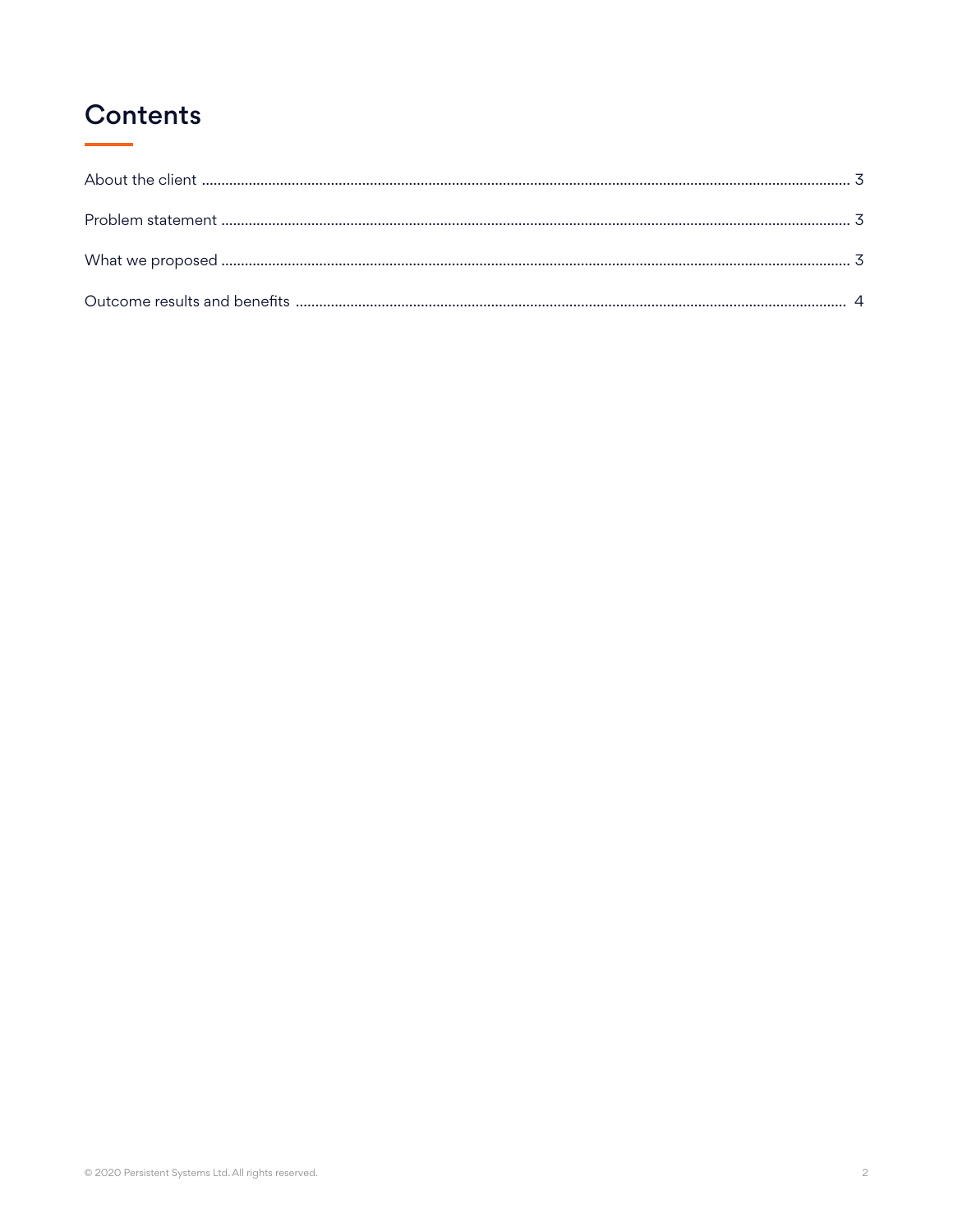# Contents

About the client ........................................................................................................................................................ 3

Problem statement ................................................................................................................................................... 3

What we proposed ................................................................................................................................................... 3

Outcome results and benefits ................................................................................................................................ 4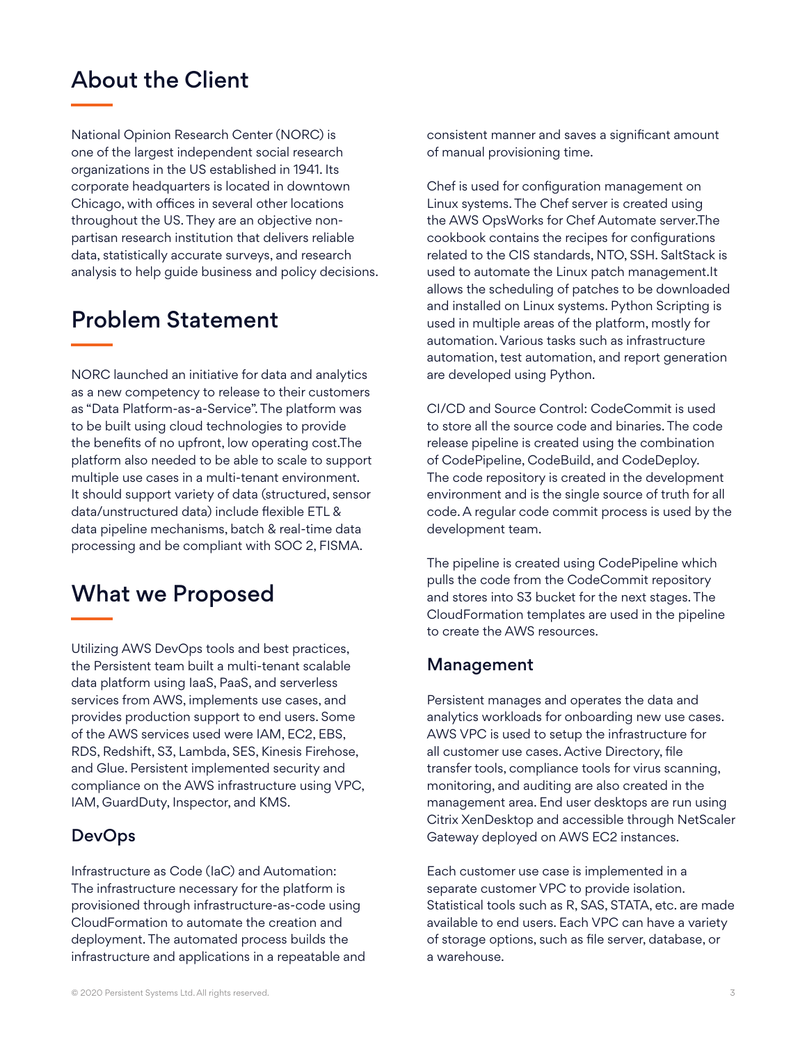## About the Client

National Opinion Research Center (NORC) is one of the largest independent social research organizations in the US established in 1941. Its corporate headquarters is located in downtown Chicago, with offices in several other locations throughout the US. They are an objective non-partisan research institution that delivers reliable data, statistically accurate surveys, and research analysis to help guide business and policy decisions.

## Problem Statement

NORC launched an initiative for data and analytics as a new competency to release to their customers as "Data Platform-as-a-Service". The platform was to be built using cloud technologies to provide the benefits of no upfront, low operating cost.The platform also needed to be able to scale to support multiple use cases in a multi-tenant environment. It should support variety of data (structured, sensor data/unstructured data) include flexible ETL & data pipeline mechanisms, batch & real-time data processing and be compliant with SOC 2, FISMA.

## What we Proposed

Utilizing AWS DevOps tools and best practices, the Persistent team built a multi-tenant scalable data platform using IaaS, PaaS, and serverless services from AWS, implements use cases, and provides production support to end users. Some of the AWS services used were IAM, EC2, EBS, RDS, Redshift, S3, Lambda, SES, Kinesis Firehose, and Glue. Persistent implemented security and compliance on the AWS infrastructure using VPC, IAM, GuardDuty, Inspector, and KMS.

### DevOps

Infrastructure as Code (IaC) and Automation: The infrastructure necessary for the platform is provisioned through infrastructure-as-code using CloudFormation to automate the creation and deployment. The automated process builds the infrastructure and applications in a repeatable and consistent manner and saves a significant amount of manual provisioning time.

Chef is used for configuration management on Linux systems. The Chef server is created using the AWS OpsWorks for Chef Automate server.The cookbook contains the recipes for configurations related to the CIS standards, NTO, SSH. SaltStack is used to automate the Linux patch management.It allows the scheduling of patches to be downloaded and installed on Linux systems. Python Scripting is used in multiple areas of the platform, mostly for automation. Various tasks such as infrastructure automation, test automation, and report generation are developed using Python.

CI/CD and Source Control: CodeCommit is used to store all the source code and binaries. The code release pipeline is created using the combination of CodePipeline, CodeBuild, and CodeDeploy. The code repository is created in the development environment and is the single source of truth for all code. A regular code commit process is used by the development team.

The pipeline is created using CodePipeline which pulls the code from the CodeCommit repository and stores into S3 bucket for the next stages. The CloudFormation templates are used in the pipeline to create the AWS resources.

### Management

Persistent manages and operates the data and analytics workloads for onboarding new use cases. AWS VPC is used to setup the infrastructure for all customer use cases. Active Directory, file transfer tools, compliance tools for virus scanning, monitoring, and auditing are also created in the management area. End user desktops are run using Citrix XenDesktop and accessible through NetScaler Gateway deployed on AWS EC2 instances.

Each customer use case is implemented in a separate customer VPC to provide isolation. Statistical tools such as R, SAS, STATA, etc. are made available to end users. Each VPC can have a variety of storage options, such as file server, database, or a warehouse.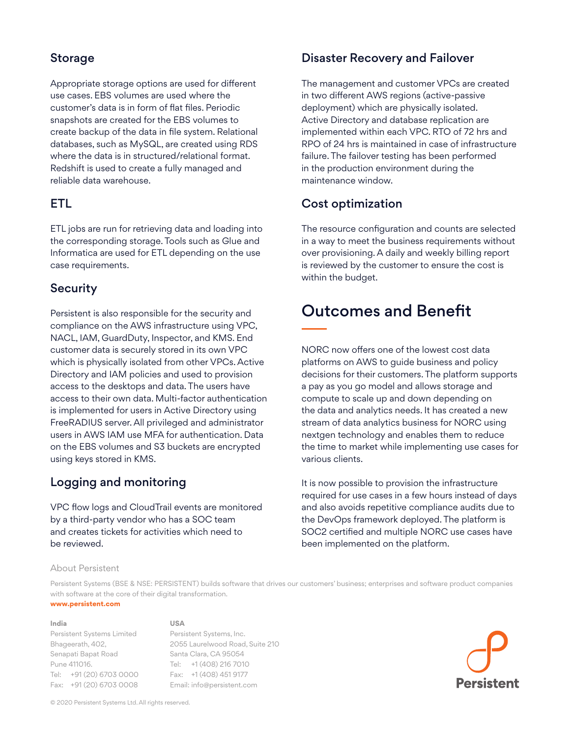### Storage

Appropriate storage options are used for different use cases. EBS volumes are used where the customer's data is in form of flat files. Periodic snapshots are created for the EBS volumes to create backup of the data in file system. Relational databases, such as MySQL, are created using RDS where the data is in structured/relational format. Redshift is used to create a fully managed and reliable data warehouse.

### ETL

ETL jobs are run for retrieving data and loading into the corresponding storage. Tools such as Glue and Informatica are used for ETL depending on the use case requirements.

### Security

Persistent is also responsible for the security and compliance on the AWS infrastructure using VPC, NACL, IAM, GuardDuty, Inspector, and KMS. End customer data is securely stored in its own VPC which is physically isolated from other VPCs. Active Directory and IAM policies and used to provision access to the desktops and data. The users have access to their own data. Multi-factor authentication is implemented for users in Active Directory using FreeRADIUS server. All privileged and administrator users in AWS IAM use MFA for authentication. Data on the EBS volumes and S3 buckets are encrypted using keys stored in KMS.

### Logging and monitoring

VPC flow logs and CloudTrail events are monitored by a third-party vendor who has a SOC team and creates tickets for activities which need to be reviewed.

### Disaster Recovery and Failover

The management and customer VPCs are created in two different AWS regions (active-passive deployment) which are physically isolated. Active Directory and database replication are implemented within each VPC. RTO of 72 hrs and RPO of 24 hrs is maintained in case of infrastructure failure. The failover testing has been performed in the production environment during the maintenance window.

### Cost optimization

The resource configuration and counts are selected in a way to meet the business requirements without over provisioning. A daily and weekly billing report is reviewed by the customer to ensure the cost is within the budget.

## Outcomes and Benefit

NORC now offers one of the lowest cost data platforms on AWS to guide business and policy decisions for their customers. The platform supports a pay as you go model and allows storage and compute to scale up and down depending on the data and analytics needs. It has created a new stream of data analytics business for NORC using nextgen technology and enables them to reduce the time to market while implementing use cases for various clients.

It is now possible to provision the infrastructure required for use cases in a few hours instead of days and also avoids repetitive compliance audits due to the DevOps framework deployed. The platform is SOC2 certified and multiple NORC use cases have been implemented on the platform.

About Persistent

Persistent Systems (BSE & NSE: PERSISTENT) builds software that drives our customers' business; enterprises and software product companies with software at the core of their digital transformation.

**www.persistent.com**

**India**
Persistent Systems Limited
Bhageerath, 402,
Senapati Bapat Road
Pune 411016.
Tel: +91 (20) 6703 0000
Fax: +91 (20) 6703 0008

**USA**
Persistent Systems, Inc.
2055 Laurelwood Road, Suite 210
Santa Clara, CA 95054
Tel: +1 (408) 216 7010
Fax: +1 (408) 451 9177
Email: info@persistent.com

Persistent

© 2020 Persistent Systems Ltd. All rights reserved.